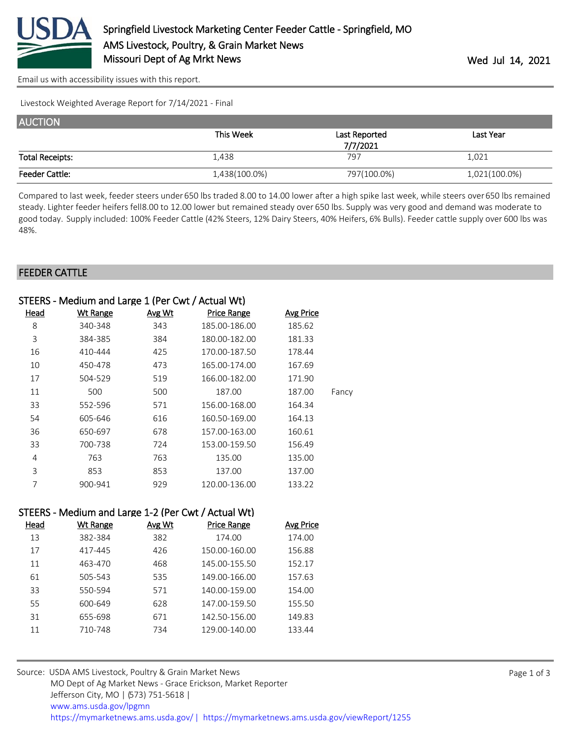# Springfield Livestock Marketing Center Feeder Cattle - Springfield, MO

AMS Livestock, Poultry, & Grain Market News
Missouri Dept of Ag Mrkt News

Wed Jul 14, 2021

Email us with accessibility issues with this report.

Livestock Weighted Average Report for 7/14/2021 - Final

## AUCTION

| | This Week | Last Reported 7/7/2021 | Last Year |
|---|---|---|---|
| Total Receipts: | 1,438 | 797 | 1,021 |
| Feeder Cattle: | 1,438(100.0%) | 797(100.0%) | 1,021(100.0%) |

Compared to last week, feeder steers under 650 lbs traded 8.00 to 14.00 lower after a high spike last week, while steers over 650 lbs remained steady. Lighter feeder heifers fell8.00 to 12.00 lower but remained steady over 650 lbs. Supply was very good and demand was moderate to good today. Supply included: 100% Feeder Cattle (42% Steers, 12% Dairy Steers, 40% Heifers, 6% Bulls). Feeder cattle supply over 600 lbs was 48%.

## FEEDER CATTLE

### STEERS - Medium and Large 1 (Per Cwt / Actual Wt)

| Head | Wt Range | Avg Wt | Price Range | Avg Price | |
|---|---|---|---|---|---|
| 8 | 340-348 | 343 | 185.00-186.00 | 185.62 | |
| 3 | 384-385 | 384 | 180.00-182.00 | 181.33 | |
| 16 | 410-444 | 425 | 170.00-187.50 | 178.44 | |
| 10 | 450-478 | 473 | 165.00-174.00 | 167.69 | |
| 17 | 504-529 | 519 | 166.00-182.00 | 171.90 | |
| 11 | 500 | 500 | 187.00 | 187.00 | Fancy |
| 33 | 552-596 | 571 | 156.00-168.00 | 164.34 | |
| 54 | 605-646 | 616 | 160.50-169.00 | 164.13 | |
| 36 | 650-697 | 678 | 157.00-163.00 | 160.61 | |
| 33 | 700-738 | 724 | 153.00-159.50 | 156.49 | |
| 4 | 763 | 763 | 135.00 | 135.00 | |
| 3 | 853 | 853 | 137.00 | 137.00 | |
| 7 | 900-941 | 929 | 120.00-136.00 | 133.22 | |

### STEERS - Medium and Large 1-2 (Per Cwt / Actual Wt)

| Head | Wt Range | Avg Wt | Price Range | Avg Price |
|---|---|---|---|---|
| 13 | 382-384 | 382 | 174.00 | 174.00 |
| 17 | 417-445 | 426 | 150.00-160.00 | 156.88 |
| 11 | 463-470 | 468 | 145.00-155.50 | 152.17 |
| 61 | 505-543 | 535 | 149.00-166.00 | 157.63 |
| 33 | 550-594 | 571 | 140.00-159.00 | 154.00 |
| 55 | 600-649 | 628 | 147.00-159.50 | 155.50 |
| 31 | 655-698 | 671 | 142.50-156.00 | 149.83 |
| 11 | 710-748 | 734 | 129.00-140.00 | 133.44 |

Source: USDA AMS Livestock, Poultry & Grain Market News
MO Dept of Ag Market News - Grace Erickson, Market Reporter
Jefferson City, MO | (573) 751-5618 |
www.ams.usda.gov/lpgmn
https://mymarketnews.ams.usda.gov/ | https://mymarketnews.ams.usda.gov/viewReport/1255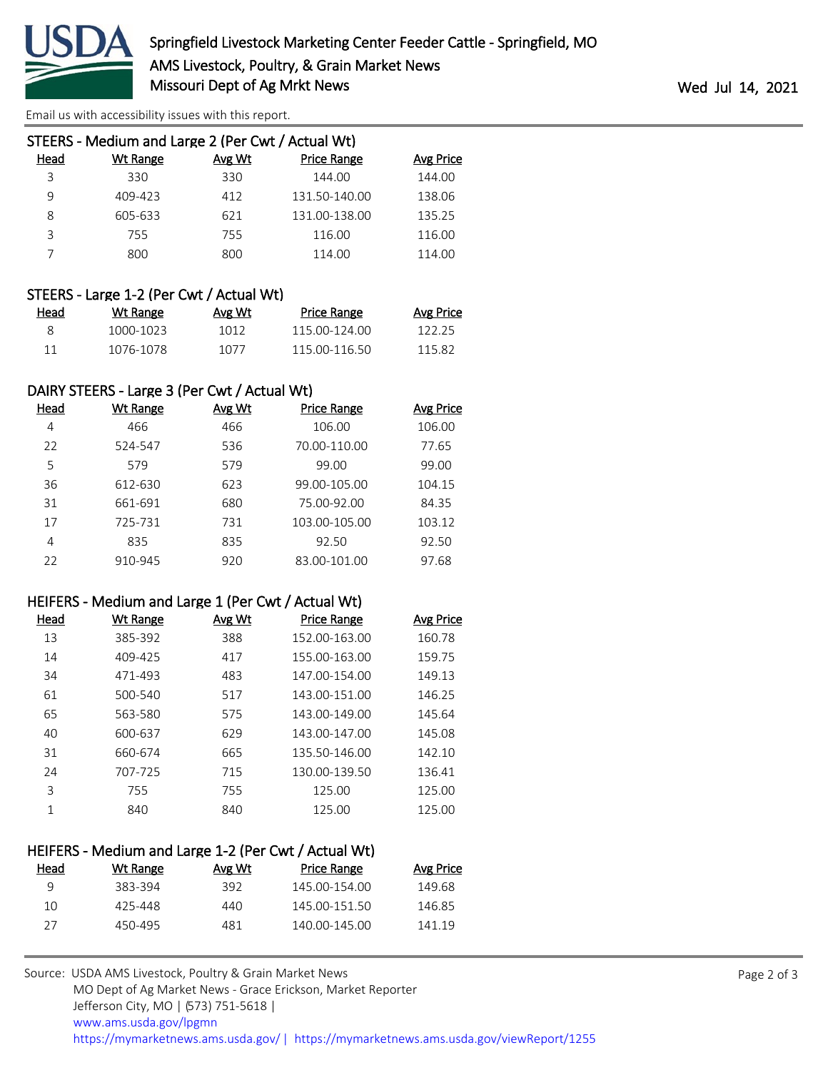## STEERS - Medium and Large 2 (Per Cwt / Actual Wt)

| Head | Wt Range | Avg Wt | Price Range | Avg Price |
|---|---|---|---|---|
| 3 | 330 | 330 | 144.00 | 144.00 |
| 9 | 409-423 | 412 | 131.50-140.00 | 138.06 |
| 8 | 605-633 | 621 | 131.00-138.00 | 135.25 |
| 3 | 755 | 755 | 116.00 | 116.00 |
| 7 | 800 | 800 | 114.00 | 114.00 |

## STEERS - Large 1-2 (Per Cwt / Actual Wt)

| Head | Wt Range | Avg Wt | Price Range | Avg Price |
|---|---|---|---|---|
| 8 | 1000-1023 | 1012 | 115.00-124.00 | 122.25 |
| 11 | 1076-1078 | 1077 | 115.00-116.50 | 115.82 |

## DAIRY STEERS - Large 3 (Per Cwt / Actual Wt)

| Head | Wt Range | Avg Wt | Price Range | Avg Price |
|---|---|---|---|---|
| 4 | 466 | 466 | 106.00 | 106.00 |
| 22 | 524-547 | 536 | 70.00-110.00 | 77.65 |
| 5 | 579 | 579 | 99.00 | 99.00 |
| 36 | 612-630 | 623 | 99.00-105.00 | 104.15 |
| 31 | 661-691 | 680 | 75.00-92.00 | 84.35 |
| 17 | 725-731 | 731 | 103.00-105.00 | 103.12 |
| 4 | 835 | 835 | 92.50 | 92.50 |
| 22 | 910-945 | 920 | 83.00-101.00 | 97.68 |

## HEIFERS - Medium and Large 1 (Per Cwt / Actual Wt)

| Head | Wt Range | Avg Wt | Price Range | Avg Price |
|---|---|---|---|---|
| 13 | 385-392 | 388 | 152.00-163.00 | 160.78 |
| 14 | 409-425 | 417 | 155.00-163.00 | 159.75 |
| 34 | 471-493 | 483 | 147.00-154.00 | 149.13 |
| 61 | 500-540 | 517 | 143.00-151.00 | 146.25 |
| 65 | 563-580 | 575 | 143.00-149.00 | 145.64 |
| 40 | 600-637 | 629 | 143.00-147.00 | 145.08 |
| 31 | 660-674 | 665 | 135.50-146.00 | 142.10 |
| 24 | 707-725 | 715 | 130.00-139.50 | 136.41 |
| 3 | 755 | 755 | 125.00 | 125.00 |
| 1 | 840 | 840 | 125.00 | 125.00 |

## HEIFERS - Medium and Large 1-2 (Per Cwt / Actual Wt)

| Head | Wt Range | Avg Wt | Price Range | Avg Price |
|---|---|---|---|---|
| 9 | 383-394 | 392 | 145.00-154.00 | 149.68 |
| 10 | 425-448 | 440 | 145.00-151.50 | 146.85 |
| 27 | 450-495 | 481 | 140.00-145.00 | 141.19 |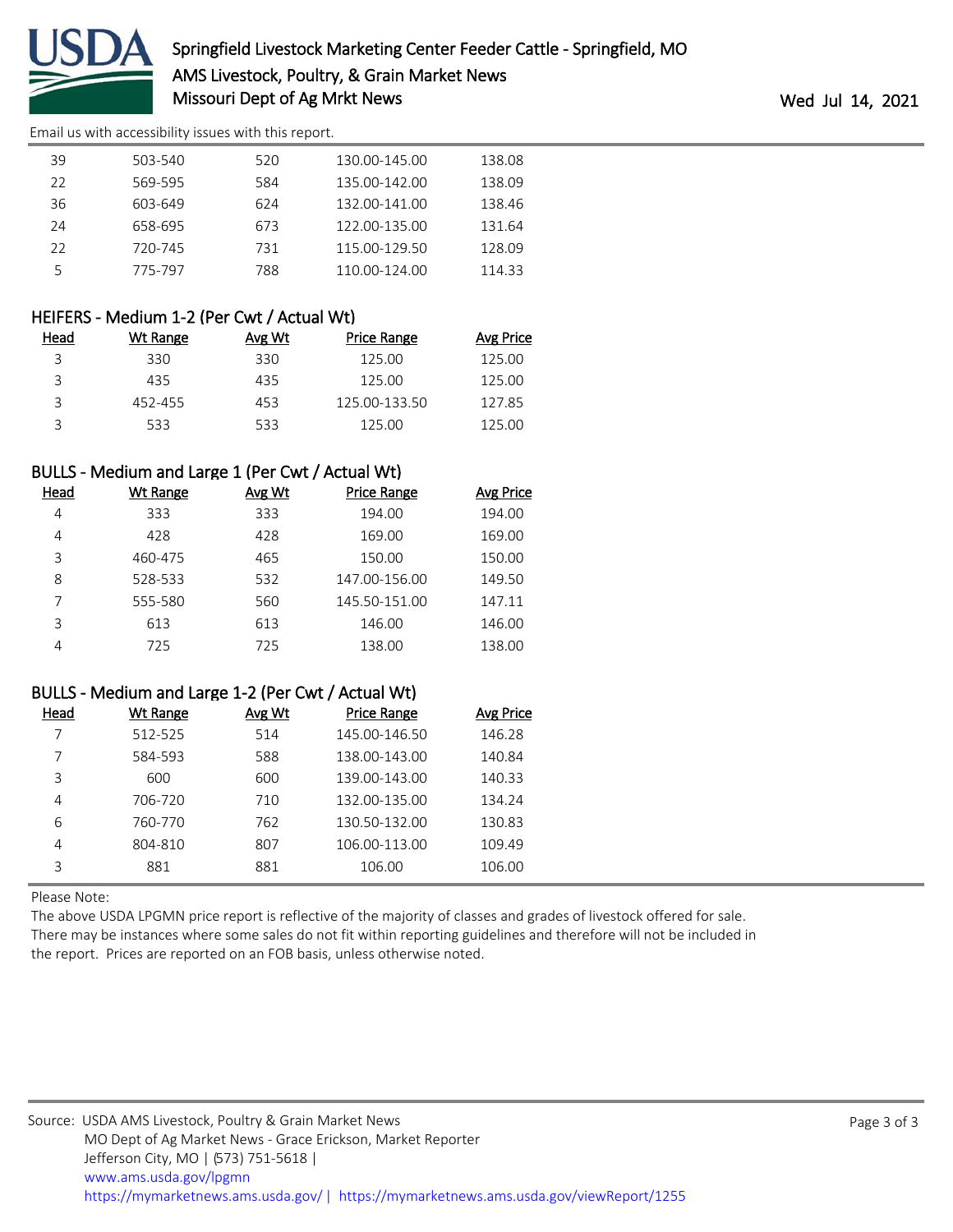| | | | | |
|---|---|---|---|---|
| 39 | 503-540 | 520 | 130.00-145.00 | 138.08 |
| 22 | 569-595 | 584 | 135.00-142.00 | 138.09 |
| 36 | 603-649 | 624 | 132.00-141.00 | 138.46 |
| 24 | 658-695 | 673 | 122.00-135.00 | 131.64 |
| 22 | 720-745 | 731 | 115.00-129.50 | 128.09 |
| 5 | 775-797 | 788 | 110.00-124.00 | 114.33 |

## HEIFERS - Medium 1-2 (Per Cwt / Actual Wt)

| Head | Wt Range | Avg Wt | Price Range | Avg Price |
|---|---|---|---|---|
| 3 | 330 | 330 | 125.00 | 125.00 |
| 3 | 435 | 435 | 125.00 | 125.00 |
| 3 | 452-455 | 453 | 125.00-133.50 | 127.85 |
| 3 | 533 | 533 | 125.00 | 125.00 |

## BULLS - Medium and Large 1 (Per Cwt / Actual Wt)

| Head | Wt Range | Avg Wt | Price Range | Avg Price |
|---|---|---|---|---|
| 4 | 333 | 333 | 194.00 | 194.00 |
| 4 | 428 | 428 | 169.00 | 169.00 |
| 3 | 460-475 | 465 | 150.00 | 150.00 |
| 8 | 528-533 | 532 | 147.00-156.00 | 149.50 |
| 7 | 555-580 | 560 | 145.50-151.00 | 147.11 |
| 3 | 613 | 613 | 146.00 | 146.00 |
| 4 | 725 | 725 | 138.00 | 138.00 |

## BULLS - Medium and Large 1-2 (Per Cwt / Actual Wt)

| Head | Wt Range | Avg Wt | Price Range | Avg Price |
|---|---|---|---|---|
| 7 | 512-525 | 514 | 145.00-146.50 | 146.28 |
| 7 | 584-593 | 588 | 138.00-143.00 | 140.84 |
| 3 | 600 | 600 | 139.00-143.00 | 140.33 |
| 4 | 706-720 | 710 | 132.00-135.00 | 134.24 |
| 6 | 760-770 | 762 | 130.50-132.00 | 130.83 |
| 4 | 804-810 | 807 | 106.00-113.00 | 109.49 |
| 3 | 881 | 881 | 106.00 | 106.00 |

Please Note:
The above USDA LPGMN price report is reflective of the majority of classes and grades of livestock offered for sale. There may be instances where some sales do not fit within reporting guidelines and therefore will not be included in the report. Prices are reported on an FOB basis, unless otherwise noted.

Source: USDA AMS Livestock, Poultry & Grain Market News
MO Dept of Ag Market News - Grace Erickson, Market Reporter
Jefferson City, MO | (573) 751-5618 |
www.ams.usda.gov/lpgmn
https://mymarketnews.ams.usda.gov/ | https://mymarketnews.ams.usda.gov/viewReport/1255